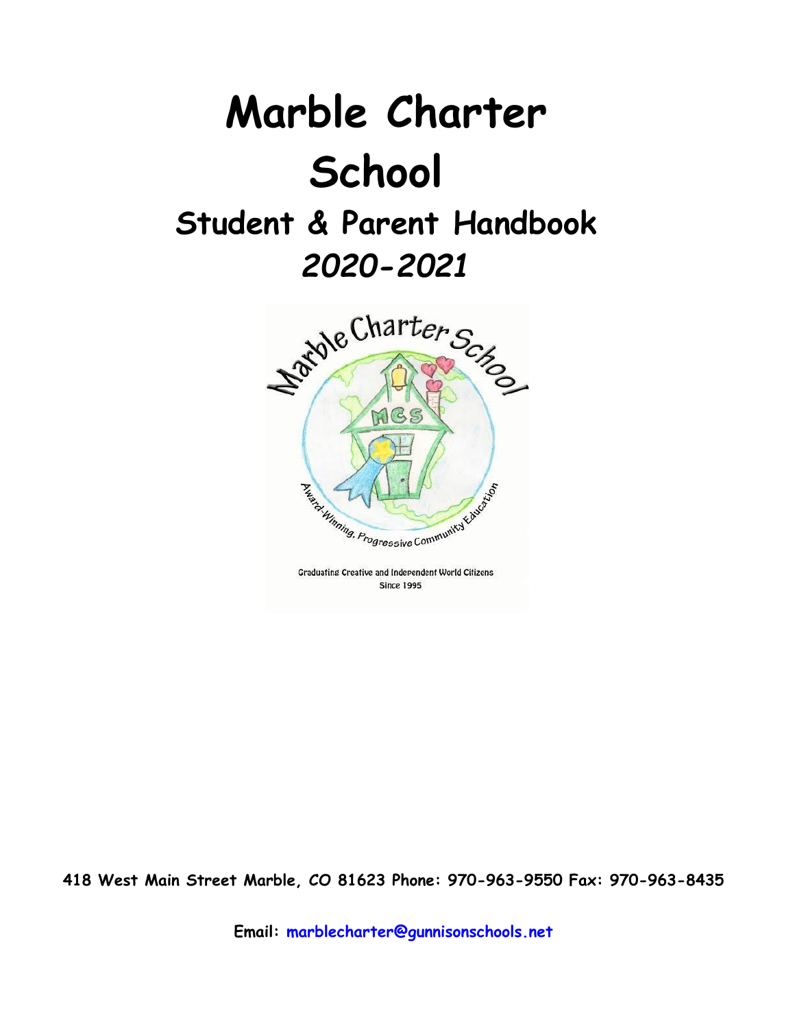# Marble Charter School

## Student & Parent Handbook

## *2020-2021*

Graduating Creative and Independent World Citizens
Since 1995

**418 West Main Street Marble, CO 81623 Phone: 970-963-9550 Fax: 970-963-8435**

**Email: marblecharter@gunnisonschools.net**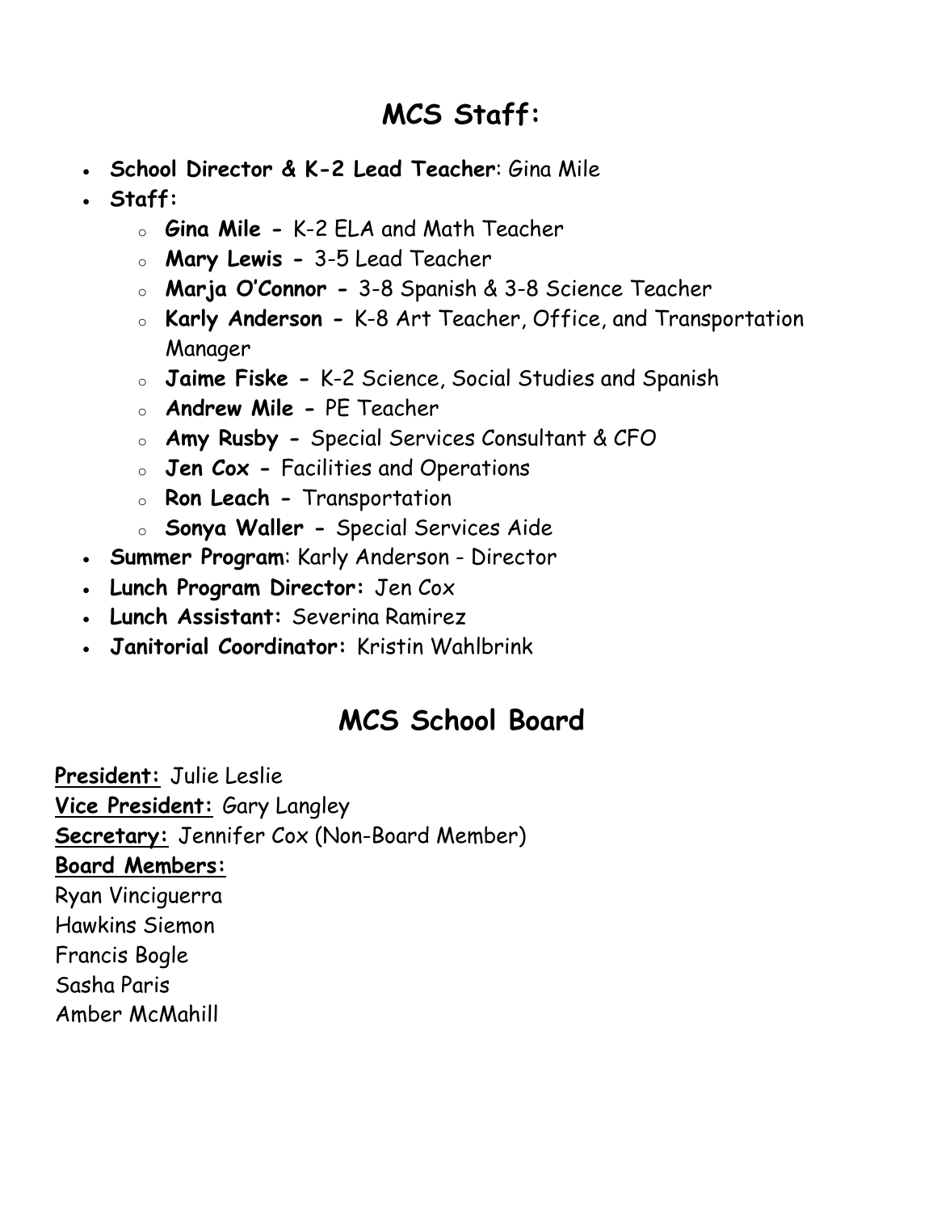# MCS Staff:

- **School Director & K-2 Lead Teacher**: Gina Mile
- **Staff:**
  - **Gina Mile -** K-2 ELA and Math Teacher
  - **Mary Lewis -** 3-5 Lead Teacher
  - **Marja O'Connor -** 3-8 Spanish & 3-8 Science Teacher
  - **Karly Anderson -** K-8 Art Teacher, Office, and Transportation Manager
  - **Jaime Fiske -** K-2 Science, Social Studies and Spanish
  - **Andrew Mile -** PE Teacher
  - **Amy Rusby -** Special Services Consultant & CFO
  - **Jen Cox -** Facilities and Operations
  - **Ron Leach -** Transportation
  - **Sonya Waller -** Special Services Aide
- **Summer Program**: Karly Anderson - Director
- **Lunch Program Director:** Jen Cox
- **Lunch Assistant:** Severina Ramirez
- **Janitorial Coordinator:** Kristin Wahlbrink

# MCS School Board

**President:** Julie Leslie
**Vice President:** Gary Langley
**Secretary:** Jennifer Cox (Non-Board Member)
**Board Members:**
Ryan Vinciguerra
Hawkins Siemon
Francis Bogle
Sasha Paris
Amber McMahill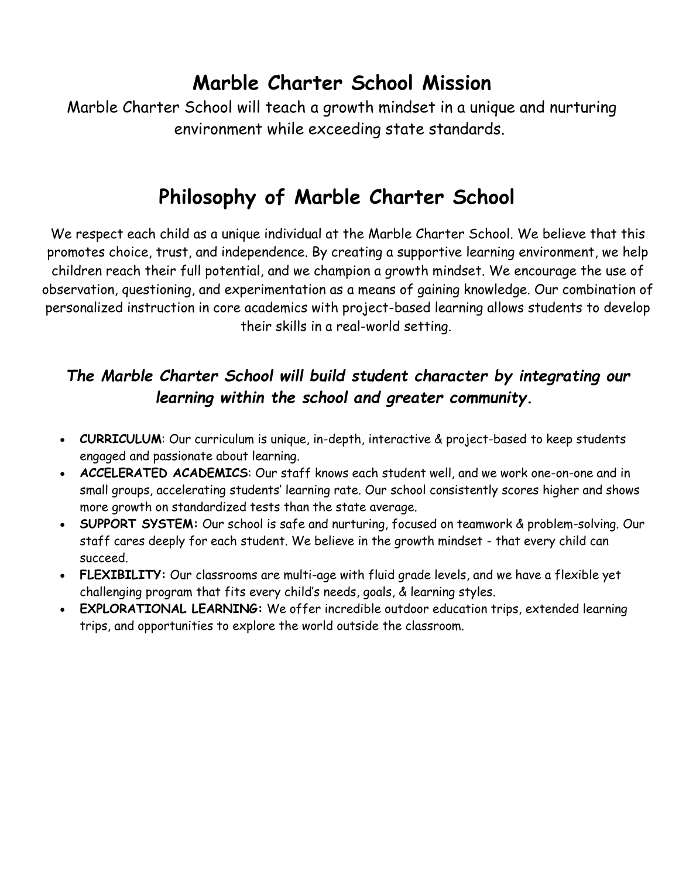# Marble Charter School Mission

Marble Charter School will teach a growth mindset in a unique and nurturing environment while exceeding state standards.

# Philosophy of Marble Charter School

We respect each child as a unique individual at the Marble Charter School. We believe that this promotes choice, trust, and independence. By creating a supportive learning environment, we help children reach their full potential, and we champion a growth mindset. We encourage the use of observation, questioning, and experimentation as a means of gaining knowledge. Our combination of personalized instruction in core academics with project-based learning allows students to develop their skills in a real-world setting.

### *The Marble Charter School will build student character by integrating our learning within the school and greater community.*

- **CURRICULUM**: Our curriculum is unique, in-depth, interactive & project-based to keep students engaged and passionate about learning.
- **ACCELERATED ACADEMICS**: Our staff knows each student well, and we work one-on-one and in small groups, accelerating students' learning rate. Our school consistently scores higher and shows more growth on standardized tests than the state average.
- **SUPPORT SYSTEM:** Our school is safe and nurturing, focused on teamwork & problem-solving. Our staff cares deeply for each student. We believe in the growth mindset - that every child can succeed.
- **FLEXIBILITY:** Our classrooms are multi-age with fluid grade levels, and we have a flexible yet challenging program that fits every child's needs, goals, & learning styles.
- **EXPLORATIONAL LEARNING:** We offer incredible outdoor education trips, extended learning trips, and opportunities to explore the world outside the classroom.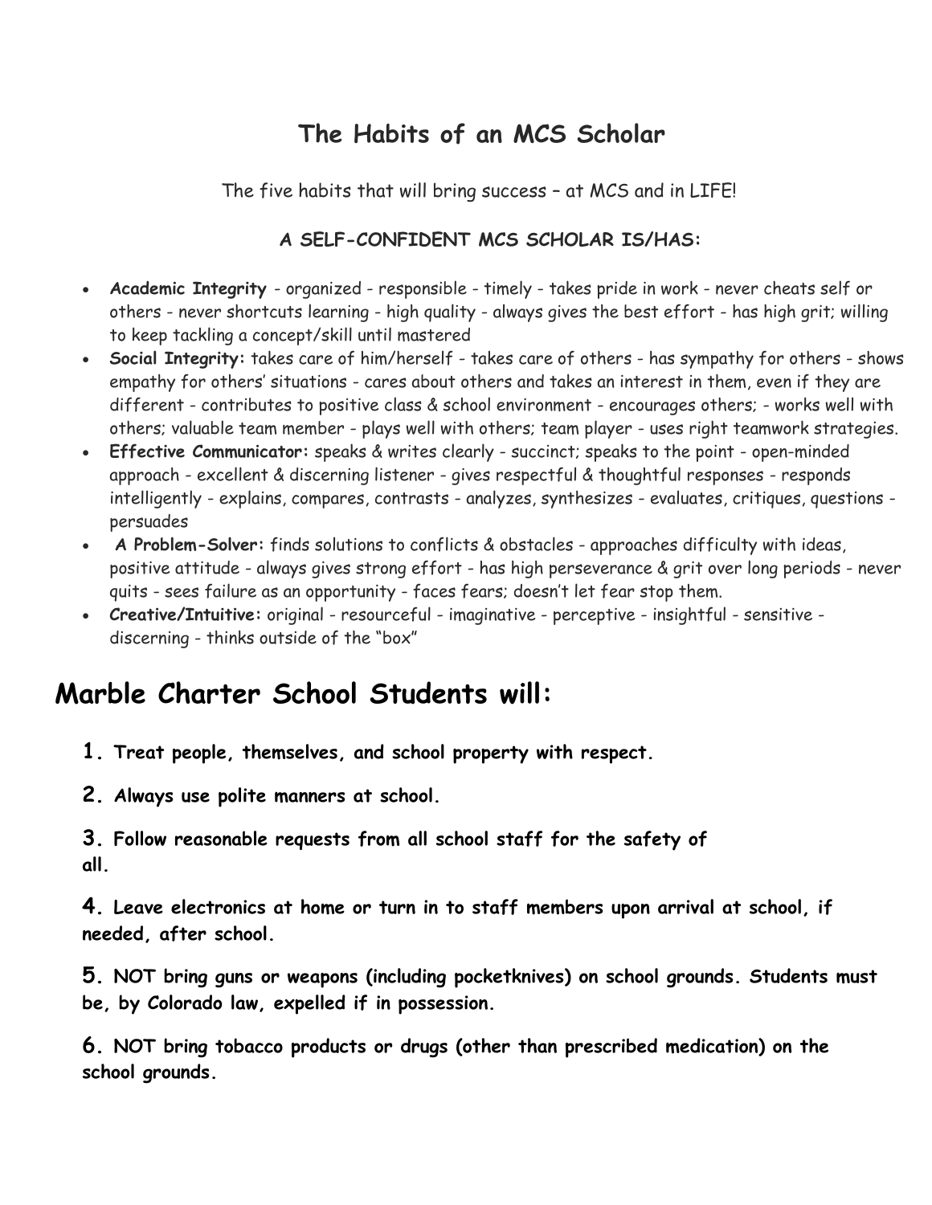## The Habits of an MCS Scholar

The five habits that will bring success – at MCS and in LIFE!

**A SELF-CONFIDENT MCS SCHOLAR IS/HAS:**

- **Academic Integrity** - organized - responsible - timely - takes pride in work - never cheats self or others - never shortcuts learning - high quality - always gives the best effort - has high grit; willing to keep tackling a concept/skill until mastered
- **Social Integrity:** takes care of him/herself - takes care of others - has sympathy for others - shows empathy for others' situations - cares about others and takes an interest in them, even if they are different - contributes to positive class & school environment - encourages others; - works well with others; valuable team member - plays well with others; team player - uses right teamwork strategies.
- **Effective Communicator:** speaks & writes clearly - succinct; speaks to the point - open-minded approach - excellent & discerning listener - gives respectful & thoughtful responses - responds intelligently - explains, compares, contrasts - analyzes, synthesizes - evaluates, critiques, questions - persuades
- **A Problem-Solver:** finds solutions to conflicts & obstacles - approaches difficulty with ideas, positive attitude - always gives strong effort - has high perseverance & grit over long periods - never quits - sees failure as an opportunity - faces fears; doesn't let fear stop them.
- **Creative/Intuitive:** original - resourceful - imaginative - perceptive - insightful - sensitive - discerning - thinks outside of the "box"

# Marble Charter School Students will:

**1. Treat people, themselves, and school property with respect.**

**2. Always use polite manners at school.**

**3. Follow reasonable requests from all school staff for the safety of all.**

**4. Leave electronics at home or turn in to staff members upon arrival at school, if needed, after school.**

**5. NOT bring guns or weapons (including pocketknives) on school grounds. Students must be, by Colorado law, expelled if in possession.**

**6. NOT bring tobacco products or drugs (other than prescribed medication) on the school grounds.**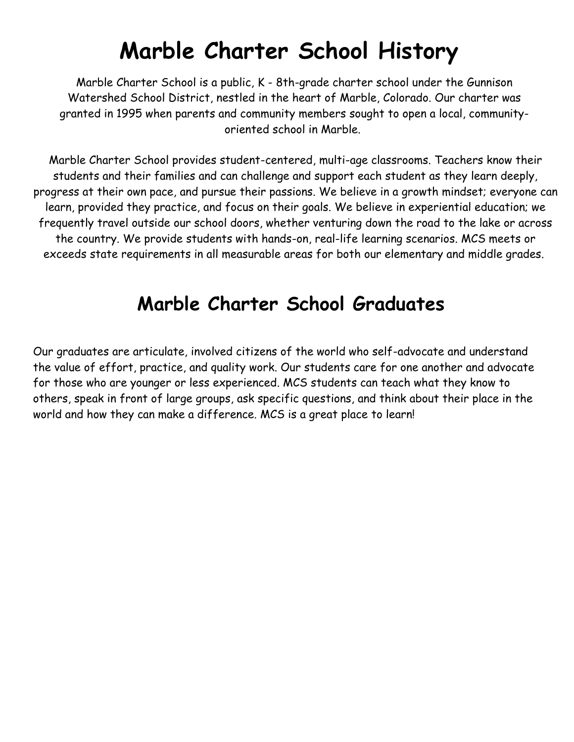# Marble Charter School History

Marble Charter School is a public, K - 8th-grade charter school under the Gunnison Watershed School District, nestled in the heart of Marble, Colorado. Our charter was granted in 1995 when parents and community members sought to open a local, community-oriented school in Marble.

Marble Charter School provides student-centered, multi-age classrooms. Teachers know their students and their families and can challenge and support each student as they learn deeply, progress at their own pace, and pursue their passions. We believe in a growth mindset; everyone can learn, provided they practice, and focus on their goals. We believe in experiential education; we frequently travel outside our school doors, whether venturing down the road to the lake or across the country. We provide students with hands-on, real-life learning scenarios. MCS meets or exceeds state requirements in all measurable areas for both our elementary and middle grades.

# Marble Charter School Graduates

Our graduates are articulate, involved citizens of the world who self-advocate and understand the value of effort, practice, and quality work. Our students care for one another and advocate for those who are younger or less experienced. MCS students can teach what they know to others, speak in front of large groups, ask specific questions, and think about their place in the world and how they can make a difference. MCS is a great place to learn!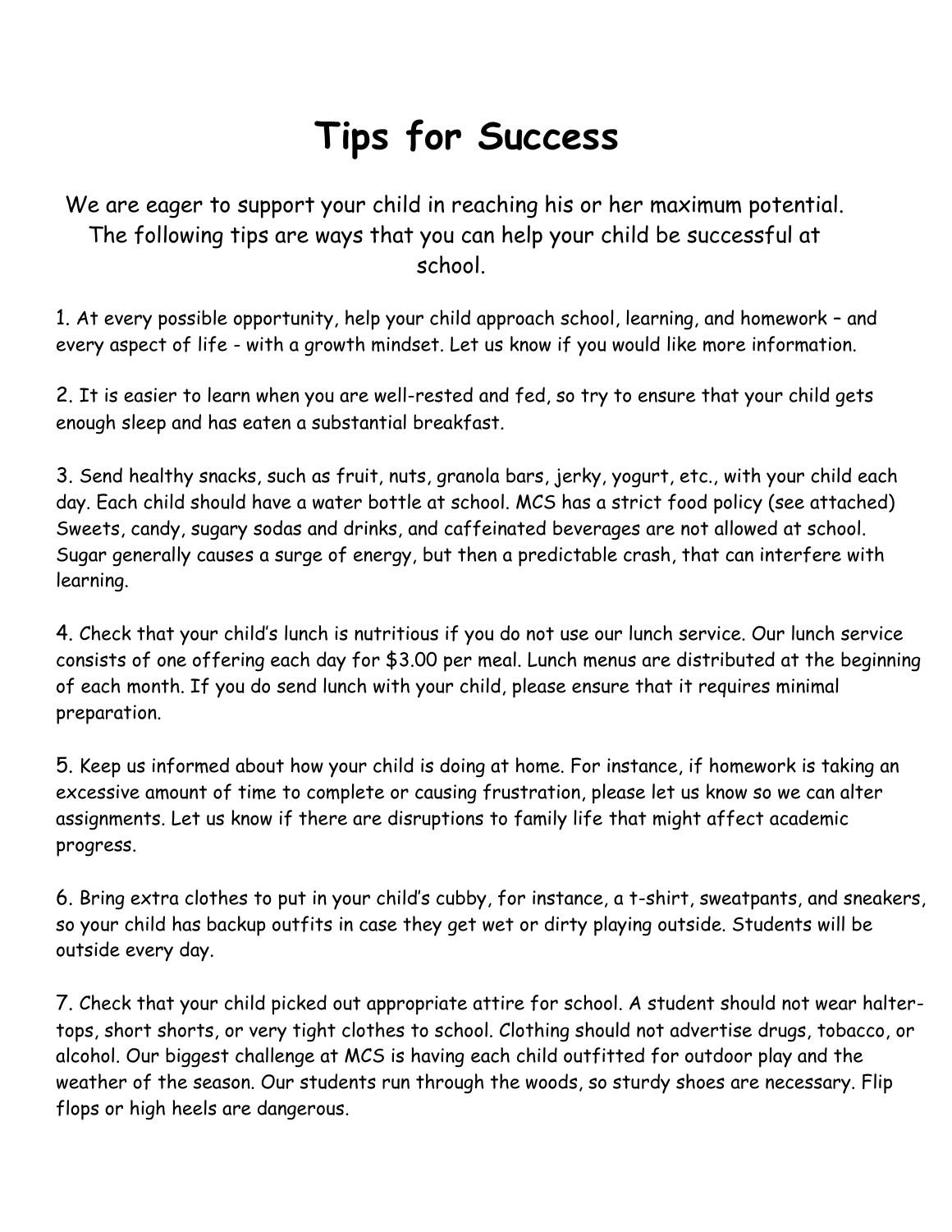# Tips for Success

We are eager to support your child in reaching his or her maximum potential. The following tips are ways that you can help your child be successful at school.

1. At every possible opportunity, help your child approach school, learning, and homework – and every aspect of life - with a growth mindset. Let us know if you would like more information.

2. It is easier to learn when you are well-rested and fed, so try to ensure that your child gets enough sleep and has eaten a substantial breakfast.

3. Send healthy snacks, such as fruit, nuts, granola bars, jerky, yogurt, etc., with your child each day. Each child should have a water bottle at school. MCS has a strict food policy (see attached) Sweets, candy, sugary sodas and drinks, and caffeinated beverages are not allowed at school. Sugar generally causes a surge of energy, but then a predictable crash, that can interfere with learning.

4. Check that your child's lunch is nutritious if you do not use our lunch service. Our lunch service consists of one offering each day for $3.00 per meal. Lunch menus are distributed at the beginning of each month. If you do send lunch with your child, please ensure that it requires minimal preparation.

5. Keep us informed about how your child is doing at home. For instance, if homework is taking an excessive amount of time to complete or causing frustration, please let us know so we can alter assignments. Let us know if there are disruptions to family life that might affect academic progress.

6. Bring extra clothes to put in your child's cubby, for instance, a t-shirt, sweatpants, and sneakers, so your child has backup outfits in case they get wet or dirty playing outside. Students will be outside every day.

7. Check that your child picked out appropriate attire for school. A student should not wear halter-tops, short shorts, or very tight clothes to school. Clothing should not advertise drugs, tobacco, or alcohol. Our biggest challenge at MCS is having each child outfitted for outdoor play and the weather of the season. Our students run through the woods, so sturdy shoes are necessary. Flip flops or high heels are dangerous.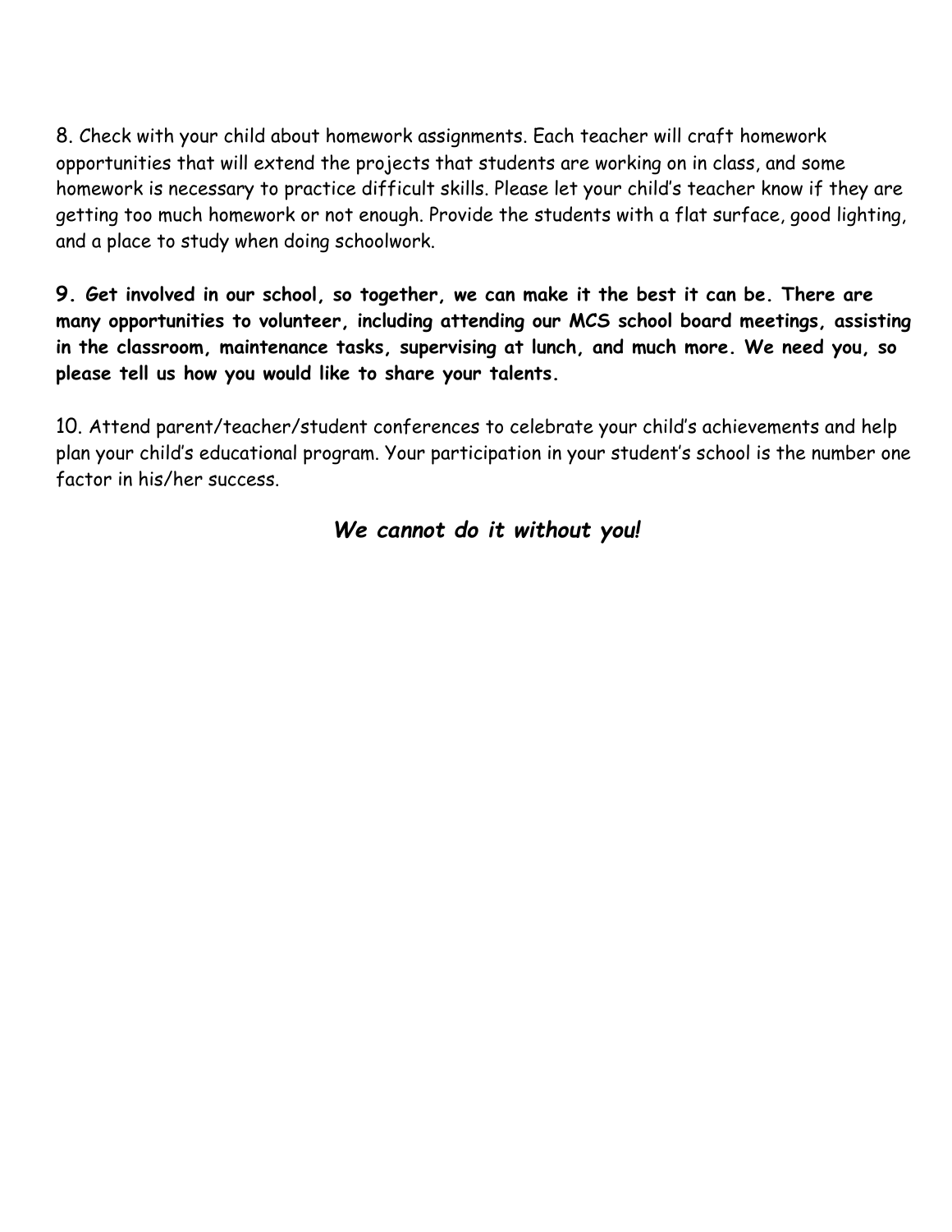8. Check with your child about homework assignments. Each teacher will craft homework opportunities that will extend the projects that students are working on in class, and some homework is necessary to practice difficult skills. Please let your child's teacher know if they are getting too much homework or not enough. Provide the students with a flat surface, good lighting, and a place to study when doing schoolwork.

**9. Get involved in our school, so together, we can make it the best it can be. There are many opportunities to volunteer, including attending our MCS school board meetings, assisting in the classroom, maintenance tasks, supervising at lunch, and much more. We need you, so please tell us how you would like to share your talents.**

10. Attend parent/teacher/student conferences to celebrate your child's achievements and help plan your child's educational program. Your participation in your student's school is the number one factor in his/her success.

***We cannot do it without you!***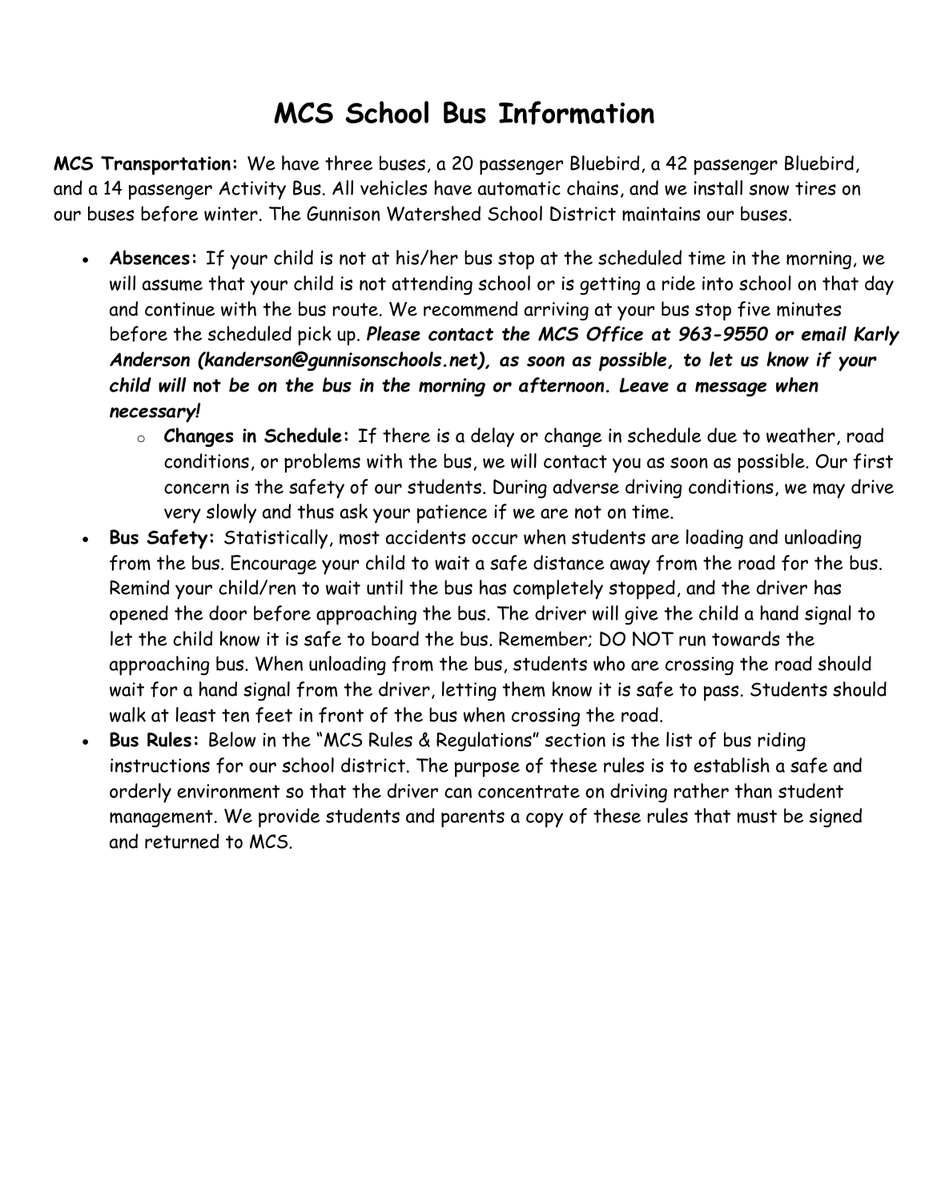# MCS School Bus Information

**MCS Transportation:** We have three buses, a 20 passenger Bluebird, a 42 passenger Bluebird, and a 14 passenger Activity Bus. All vehicles have automatic chains, and we install snow tires on our buses before winter. The Gunnison Watershed School District maintains our buses.

- **Absences:** If your child is not at his/her bus stop at the scheduled time in the morning, we will assume that your child is not attending school or is getting a ride into school on that day and continue with the bus route. We recommend arriving at your bus stop five minutes before the scheduled pick up. ***Please contact the MCS Office at 963-9550 or email Karly Anderson (kanderson@gunnisonschools.net), as soon as possible, to let us know if your child will* not *be on the bus in the morning or afternoon. Leave a message when necessary!***
  - **Changes in Schedule:** If there is a delay or change in schedule due to weather, road conditions, or problems with the bus, we will contact you as soon as possible. Our first concern is the safety of our students. During adverse driving conditions, we may drive very slowly and thus ask your patience if we are not on time.
- **Bus Safety:** Statistically, most accidents occur when students are loading and unloading from the bus. Encourage your child to wait a safe distance away from the road for the bus. Remind your child/ren to wait until the bus has completely stopped, and the driver has opened the door before approaching the bus. The driver will give the child a hand signal to let the child know it is safe to board the bus. Remember; DO NOT run towards the approaching bus. When unloading from the bus, students who are crossing the road should wait for a hand signal from the driver, letting them know it is safe to pass. Students should walk at least ten feet in front of the bus when crossing the road.
- **Bus Rules:** Below in the "MCS Rules & Regulations" section is the list of bus riding instructions for our school district. The purpose of these rules is to establish a safe and orderly environment so that the driver can concentrate on driving rather than student management. We provide students and parents a copy of these rules that must be signed and returned to MCS.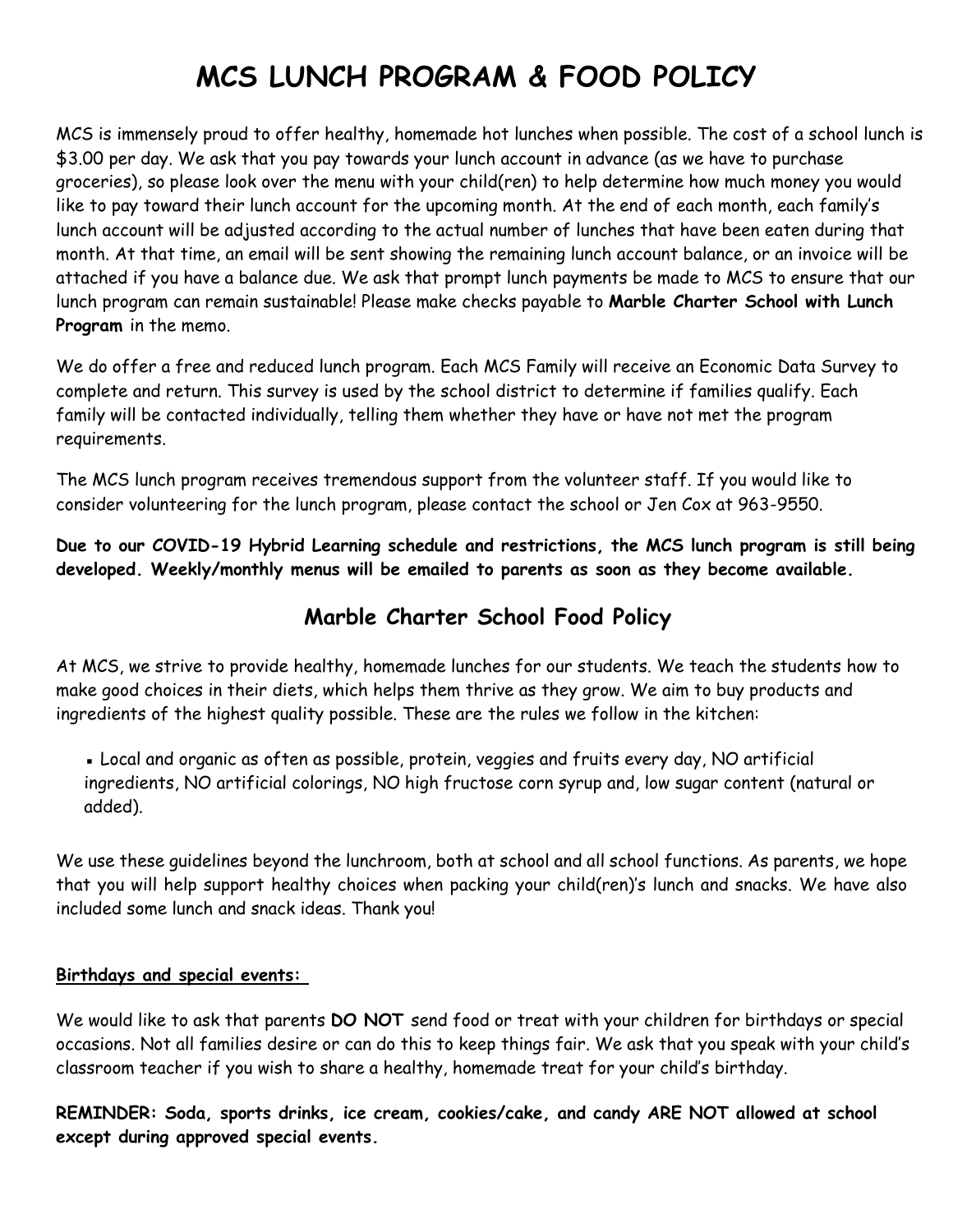# MCS LUNCH PROGRAM & FOOD POLICY

MCS is immensely proud to offer healthy, homemade hot lunches when possible. The cost of a school lunch is $3.00 per day. We ask that you pay towards your lunch account in advance (as we have to purchase groceries), so please look over the menu with your child(ren) to help determine how much money you would like to pay toward their lunch account for the upcoming month. At the end of each month, each family's lunch account will be adjusted according to the actual number of lunches that have been eaten during that month. At that time, an email will be sent showing the remaining lunch account balance, or an invoice will be attached if you have a balance due. We ask that prompt lunch payments be made to MCS to ensure that our lunch program can remain sustainable! Please make checks payable to **Marble Charter School with Lunch Program** in the memo.

We do offer a free and reduced lunch program. Each MCS Family will receive an Economic Data Survey to complete and return. This survey is used by the school district to determine if families qualify. Each family will be contacted individually, telling them whether they have or have not met the program requirements.

The MCS lunch program receives tremendous support from the volunteer staff. If you would like to consider volunteering for the lunch program, please contact the school or Jen Cox at 963-9550.

**Due to our COVID-19 Hybrid Learning schedule and restrictions, the MCS lunch program is still being developed. Weekly/monthly menus will be emailed to parents as soon as they become available.**

## Marble Charter School Food Policy

At MCS, we strive to provide healthy, homemade lunches for our students. We teach the students how to make good choices in their diets, which helps them thrive as they grow. We aim to buy products and ingredients of the highest quality possible. These are the rules we follow in the kitchen:

- Local and organic as often as possible, protein, veggies and fruits every day, NO artificial ingredients, NO artificial colorings, NO high fructose corn syrup and, low sugar content (natural or added).

We use these guidelines beyond the lunchroom, both at school and all school functions. As parents, we hope that you will help support healthy choices when packing your child(ren)'s lunch and snacks. We have also included some lunch and snack ideas. Thank you!

**Birthdays and special events:**

We would like to ask that parents **DO NOT** send food or treat with your children for birthdays or special occasions. Not all families desire or can do this to keep things fair. We ask that you speak with your child's classroom teacher if you wish to share a healthy, homemade treat for your child's birthday.

**REMINDER: Soda, sports drinks, ice cream, cookies/cake, and candy ARE NOT allowed at school except during approved special events.**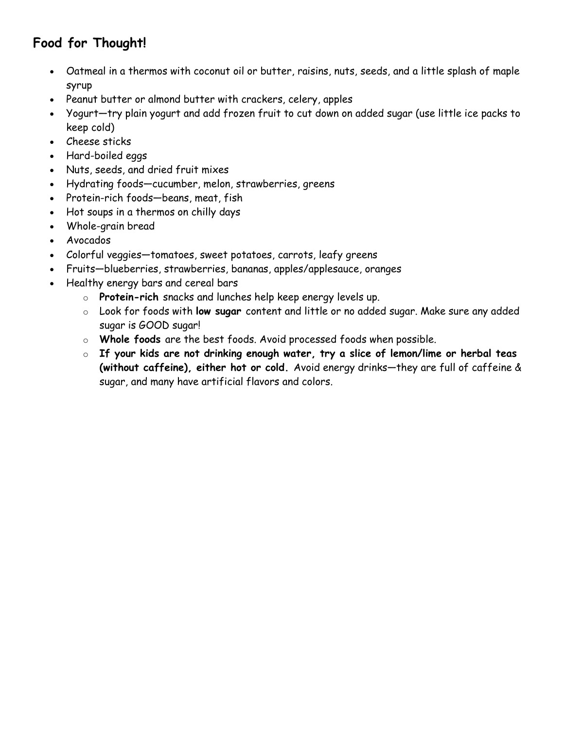## Food for Thought!

- Oatmeal in a thermos with coconut oil or butter, raisins, nuts, seeds, and a little splash of maple syrup
- Peanut butter or almond butter with crackers, celery, apples
- Yogurt—try plain yogurt and add frozen fruit to cut down on added sugar (use little ice packs to keep cold)
- Cheese sticks
- Hard-boiled eggs
- Nuts, seeds, and dried fruit mixes
- Hydrating foods—cucumber, melon, strawberries, greens
- Protein-rich foods—beans, meat, fish
- Hot soups in a thermos on chilly days
- Whole-grain bread
- Avocados
- Colorful veggies—tomatoes, sweet potatoes, carrots, leafy greens
- Fruits—blueberries, strawberries, bananas, apples/applesauce, oranges
- Healthy energy bars and cereal bars
    - **Protein-rich** snacks and lunches help keep energy levels up.
    - Look for foods with **low sugar** content and little or no added sugar. Make sure any added sugar is GOOD sugar!
    - **Whole foods** are the best foods. Avoid processed foods when possible.
    - **If your kids are not drinking enough water, try a slice of lemon/lime or herbal teas (without caffeine), either hot or cold.** Avoid energy drinks—they are full of caffeine & sugar, and many have artificial flavors and colors.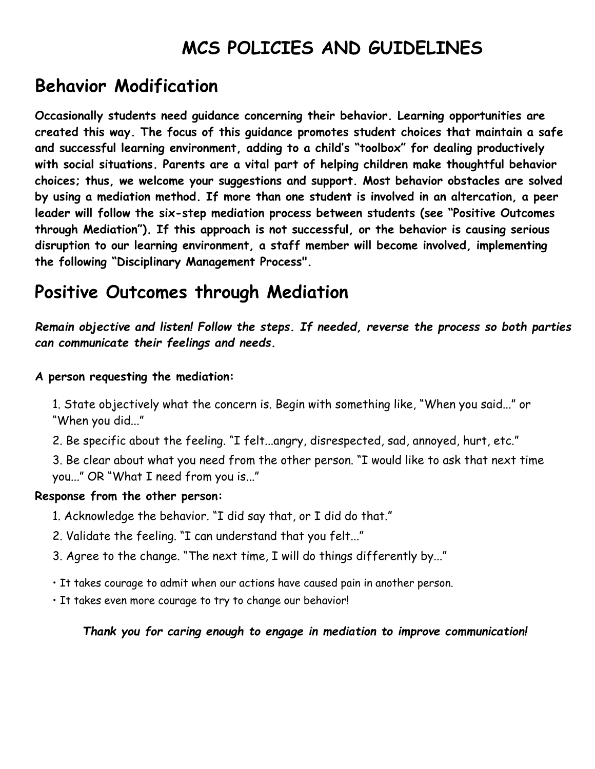# MCS POLICIES AND GUIDELINES

## Behavior Modification

**Occasionally students need guidance concerning their behavior. Learning opportunities are created this way. The focus of this guidance promotes student choices that maintain a safe and successful learning environment, adding to a child's "toolbox" for dealing productively with social situations. Parents are a vital part of helping children make thoughtful behavior choices; thus, we welcome your suggestions and support. Most behavior obstacles are solved by using a mediation method. If more than one student is involved in an altercation, a peer leader will follow the six-step mediation process between students (see "Positive Outcomes through Mediation"). If this approach is not successful, or the behavior is causing serious disruption to our learning environment, a staff member will become involved, implementing the following "Disciplinary Management Process".**

## Positive Outcomes through Mediation

***Remain objective and listen! Follow the steps. If needed, reverse the process so both parties can communicate their feelings and needs.***

**A person requesting the mediation:**

1. State objectively what the concern is. Begin with something like, "When you said..." or "When you did..."
2. Be specific about the feeling. "I felt...angry, disrespected, sad, annoyed, hurt, etc."
3. Be clear about what you need from the other person. "I would like to ask that next time you..." OR "What I need from you is..."

**Response from the other person:**

1. Acknowledge the behavior. "I did say that, or I did do that."
2. Validate the feeling. "I can understand that you felt..."
3. Agree to the change. "The next time, I will do things differently by..."

- It takes courage to admit when our actions have caused pain in another person.
- It takes even more courage to try to change our behavior!

***Thank you for caring enough to engage in mediation to improve communication!***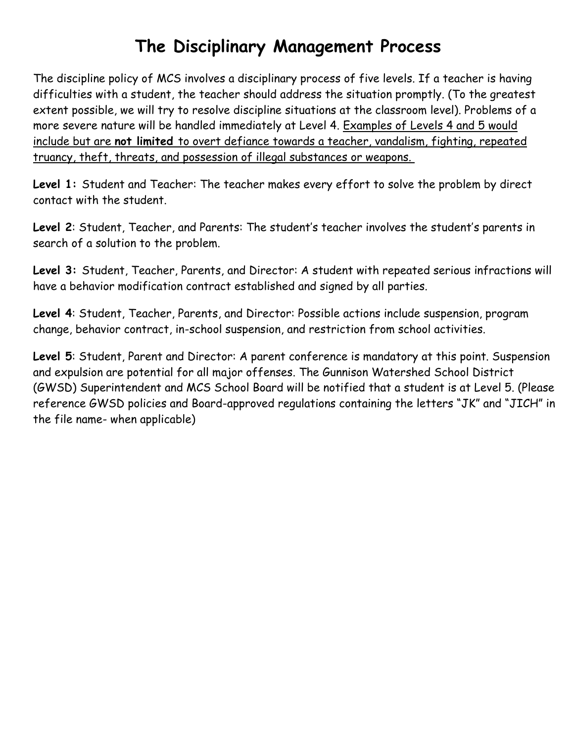# The Disciplinary Management Process

The discipline policy of MCS involves a disciplinary process of five levels. If a teacher is having difficulties with a student, the teacher should address the situation promptly. (To the greatest extent possible, we will try to resolve discipline situations at the classroom level). Problems of a more severe nature will be handled immediately at Level 4. Examples of Levels 4 and 5 would include but are **not limited** to overt defiance towards a teacher, vandalism, fighting, repeated truancy, theft, threats, and possession of illegal substances or weapons.

**Level 1:** Student and Teacher: The teacher makes every effort to solve the problem by direct contact with the student.

**Level 2**: Student, Teacher, and Parents: The student's teacher involves the student's parents in search of a solution to the problem.

**Level 3:** Student, Teacher, Parents, and Director: A student with repeated serious infractions will have a behavior modification contract established and signed by all parties.

**Level 4**: Student, Teacher, Parents, and Director: Possible actions include suspension, program change, behavior contract, in-school suspension, and restriction from school activities.

**Level 5**: Student, Parent and Director: A parent conference is mandatory at this point. Suspension and expulsion are potential for all major offenses. The Gunnison Watershed School District (GWSD) Superintendent and MCS School Board will be notified that a student is at Level 5. (Please reference GWSD policies and Board-approved regulations containing the letters "JK" and "JICH" in the file name- when applicable)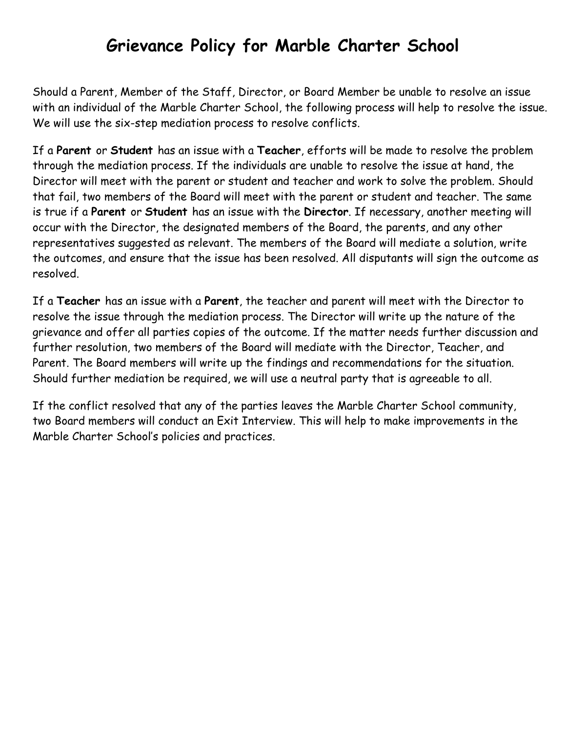# Grievance Policy for Marble Charter School

Should a Parent, Member of the Staff, Director, or Board Member be unable to resolve an issue with an individual of the Marble Charter School, the following process will help to resolve the issue. We will use the six-step mediation process to resolve conflicts.

If a **Parent** or **Student** has an issue with a **Teacher**, efforts will be made to resolve the problem through the mediation process. If the individuals are unable to resolve the issue at hand, the Director will meet with the parent or student and teacher and work to solve the problem. Should that fail, two members of the Board will meet with the parent or student and teacher. The same is true if a **Parent** or **Student** has an issue with the **Director**. If necessary, another meeting will occur with the Director, the designated members of the Board, the parents, and any other representatives suggested as relevant. The members of the Board will mediate a solution, write the outcomes, and ensure that the issue has been resolved. All disputants will sign the outcome as resolved.

If a **Teacher** has an issue with a **Parent**, the teacher and parent will meet with the Director to resolve the issue through the mediation process. The Director will write up the nature of the grievance and offer all parties copies of the outcome. If the matter needs further discussion and further resolution, two members of the Board will mediate with the Director, Teacher, and Parent. The Board members will write up the findings and recommendations for the situation. Should further mediation be required, we will use a neutral party that is agreeable to all.

If the conflict resolved that any of the parties leaves the Marble Charter School community, two Board members will conduct an Exit Interview. This will help to make improvements in the Marble Charter School's policies and practices.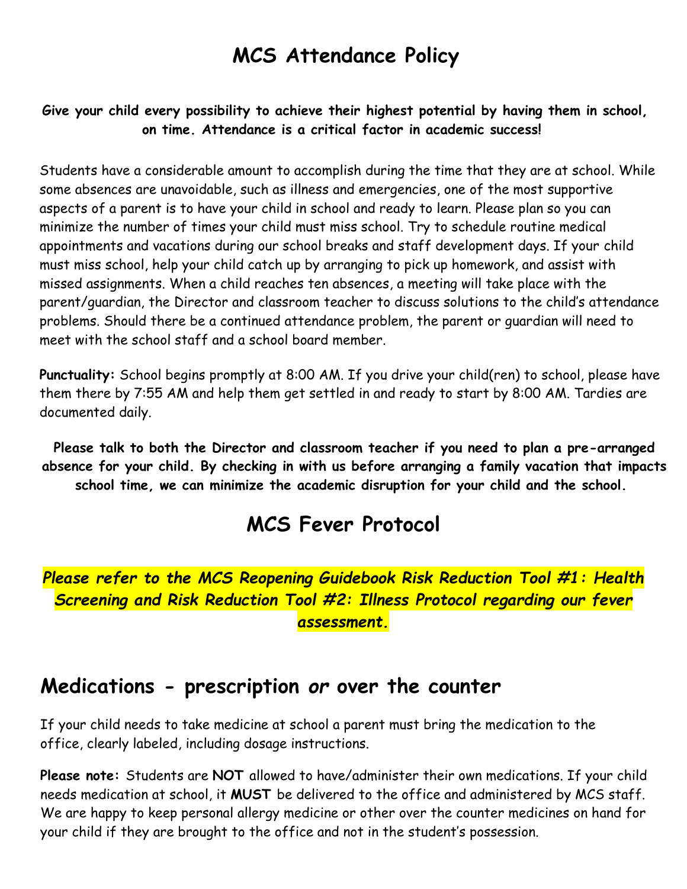# MCS Attendance Policy

**Give your child every possibility to achieve their highest potential by having them in school, on time. Attendance is a critical factor in academic success!**

Students have a considerable amount to accomplish during the time that they are at school. While some absences are unavoidable, such as illness and emergencies, one of the most supportive aspects of a parent is to have your child in school and ready to learn. Please plan so you can minimize the number of times your child must miss school. Try to schedule routine medical appointments and vacations during our school breaks and staff development days. If your child must miss school, help your child catch up by arranging to pick up homework, and assist with missed assignments. When a child reaches ten absences, a meeting will take place with the parent/guardian, the Director and classroom teacher to discuss solutions to the child's attendance problems. Should there be a continued attendance problem, the parent or guardian will need to meet with the school staff and a school board member.

**Punctuality:** School begins promptly at 8:00 AM. If you drive your child(ren) to school, please have them there by 7:55 AM and help them get settled in and ready to start by 8:00 AM. Tardies are documented daily.

**Please talk to both the Director and classroom teacher if you need to plan a pre-arranged absence for your child. By checking in with us before arranging a family vacation that impacts school time, we can minimize the academic disruption for your child and the school.**

# MCS Fever Protocol

***Please refer to the MCS Reopening Guidebook Risk Reduction Tool #1: Health Screening and Risk Reduction Tool #2: Illness Protocol regarding our fever assessment.***

## Medications - prescription *or* over the counter

If your child needs to take medicine at school a parent must bring the medication to the office, clearly labeled, including dosage instructions.

**Please note:** Students are **NOT** allowed to have/administer their own medications. If your child needs medication at school, it **MUST** be delivered to the office and administered by MCS staff. We are happy to keep personal allergy medicine or other over the counter medicines on hand for your child if they are brought to the office and not in the student's possession.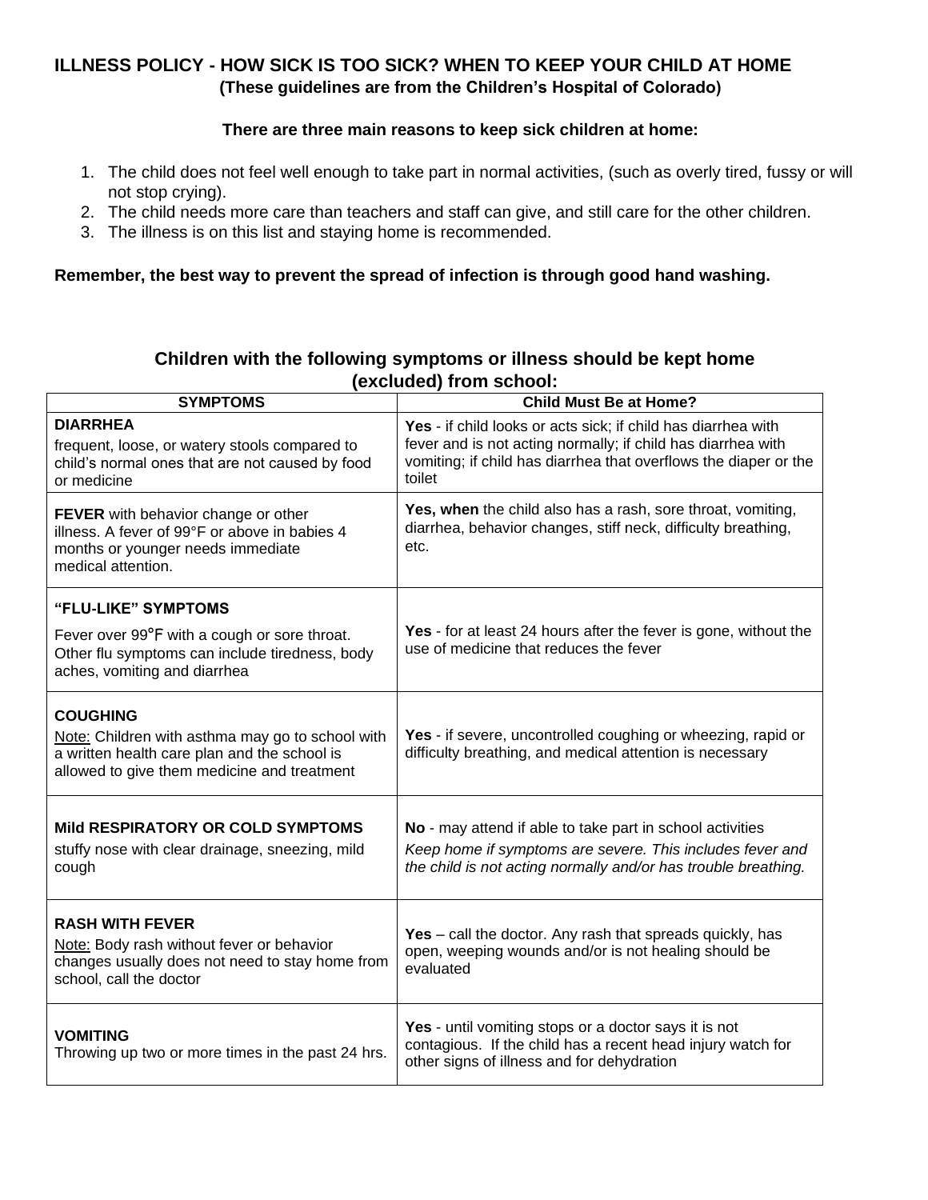## ILLNESS POLICY - HOW SICK IS TOO SICK? WHEN TO KEEP YOUR CHILD AT HOME

**(These guidelines are from the Children's Hospital of Colorado)**

**There are three main reasons to keep sick children at home:**

1. The child does not feel well enough to take part in normal activities, (such as overly tired, fussy or will not stop crying).
2. The child needs more care than teachers and staff can give, and still care for the other children.
3. The illness is on this list and staying home is recommended.

**Remember, the best way to prevent the spread of infection is through good hand washing.**

### Children with the following symptoms or illness should be kept home (excluded) from school:

| SYMPTOMS | Child Must Be at Home? |
|---|---|
| **DIARRHEA**<br>frequent, loose, or watery stools compared to child's normal ones that are not caused by food or medicine | **Yes** - if child looks or acts sick; if child has diarrhea with fever and is not acting normally; if child has diarrhea with vomiting; if child has diarrhea that overflows the diaper or the toilet |
| **FEVER** with behavior change or other illness. A fever of 99°F or above in babies 4 months or younger needs immediate medical attention. | **Yes, when** the child also has a rash, sore throat, vomiting, diarrhea, behavior changes, stiff neck, difficulty breathing, etc. |
| **"FLU-LIKE" SYMPTOMS**<br>Fever over 99°F with a cough or sore throat. Other flu symptoms can include tiredness, body aches, vomiting and diarrhea | **Yes** - for at least 24 hours after the fever is gone, without the use of medicine that reduces the fever |
| **COUGHING**<br>Note: Children with asthma may go to school with a written health care plan and the school is allowed to give them medicine and treatment | **Yes** - if severe, uncontrolled coughing or wheezing, rapid or difficulty breathing, and medical attention is necessary |
| **Mild RESPIRATORY OR COLD SYMPTOMS**<br>stuffy nose with clear drainage, sneezing, mild cough | **No** - may attend if able to take part in school activities<br>*Keep home if symptoms are severe. This includes fever and the child is not acting normally and/or has trouble breathing.* |
| **RASH WITH FEVER**<br>Note: Body rash without fever or behavior changes usually does not need to stay home from school, call the doctor | **Yes** – call the doctor. Any rash that spreads quickly, has open, weeping wounds and/or is not healing should be evaluated |
| **VOMITING**<br>Throwing up two or more times in the past 24 hrs. | **Yes** - until vomiting stops or a doctor says it is not contagious. If the child has a recent head injury watch for other signs of illness and for dehydration |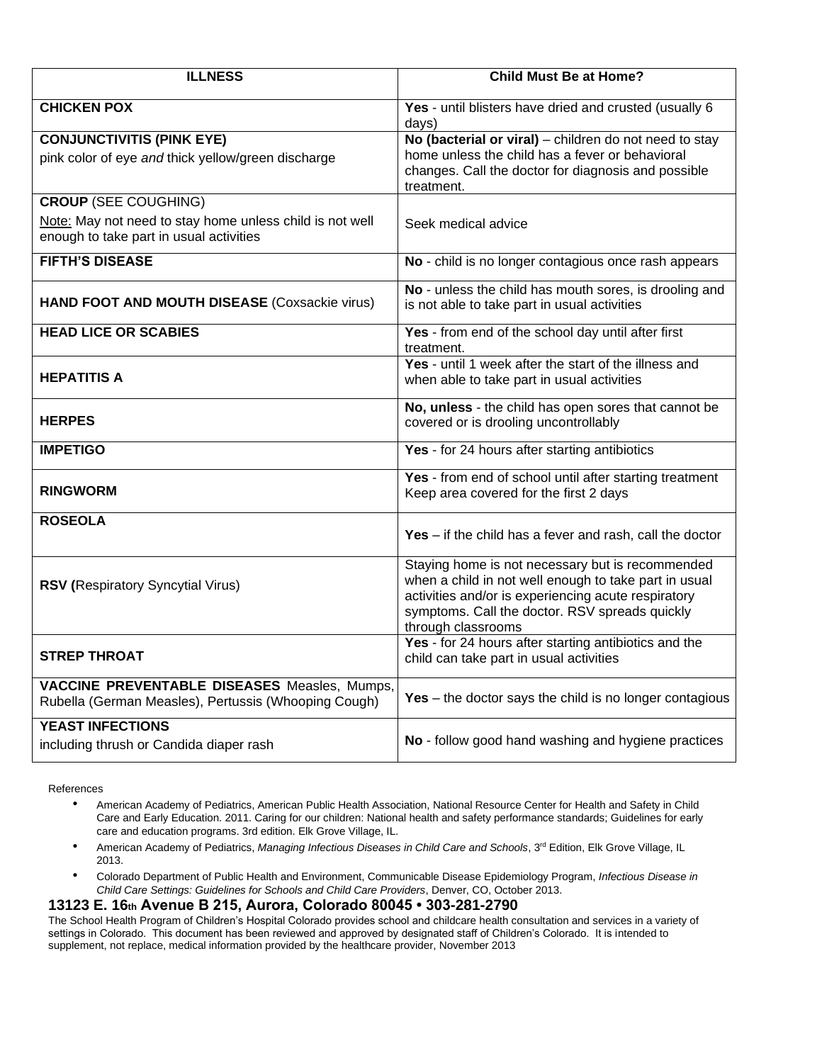| ILLNESS | Child Must Be at Home? |
|---|---|
| **CHICKEN POX** | **Yes** - until blisters have dried and crusted (usually 6 days) |
| **CONJUNCTIVITIS (PINK EYE)**<br>pink color of eye *and* thick yellow/green discharge | **No (bacterial or viral)** – children do not need to stay home unless the child has a fever or behavioral changes. Call the doctor for diagnosis and possible treatment. |
| **CROUP** (SEE COUGHING)<br>Note: May not need to stay home unless child is not well enough to take part in usual activities | Seek medical advice |
| **FIFTH'S DISEASE** | **No** - child is no longer contagious once rash appears |
| **HAND FOOT AND MOUTH DISEASE** (Coxsackie virus) | **No** - unless the child has mouth sores, is drooling and is not able to take part in usual activities |
| **HEAD LICE OR SCABIES** | **Yes** - from end of the school day until after first treatment. |
| **HEPATITIS A** | **Yes** - until 1 week after the start of the illness and when able to take part in usual activities |
| **HERPES** | **No, unless** - the child has open sores that cannot be covered or is drooling uncontrollably |
| **IMPETIGO** | **Yes** - for 24 hours after starting antibiotics |
| **RINGWORM** | **Yes** - from end of school until after starting treatment Keep area covered for the first 2 days |
| **ROSEOLA** | **Yes** – if the child has a fever and rash, call the doctor |
| **RSV (**Respiratory Syncytial Virus) | Staying home is not necessary but is recommended when a child in not well enough to take part in usual activities and/or is experiencing acute respiratory symptoms. Call the doctor. RSV spreads quickly through classrooms |
| **STREP THROAT** | **Yes** - for 24 hours after starting antibiotics and the child can take part in usual activities |
| **VACCINE PREVENTABLE DISEASES** Measles, Mumps, Rubella (German Measles), Pertussis (Whooping Cough) | **Yes** – the doctor says the child is no longer contagious |
| **YEAST INFECTIONS**<br>including thrush or Candida diaper rash | **No** - follow good hand washing and hygiene practices |

References

- American Academy of Pediatrics, American Public Health Association, National Resource Center for Health and Safety in Child Care and Early Education. 2011. Caring for our children: National health and safety performance standards; Guidelines for early care and education programs. 3rd edition. Elk Grove Village, IL.
- American Academy of Pediatrics, *Managing Infectious Diseases in Child Care and Schools*, 3rd Edition, Elk Grove Village, IL 2013.
- Colorado Department of Public Health and Environment, Communicable Disease Epidemiology Program, *Infectious Disease in Child Care Settings: Guidelines for Schools and Child Care Providers*, Denver, CO, October 2013.

**13123 E. 16th Avenue B 215, Aurora, Colorado 80045 • 303-281-2790**

The School Health Program of Children's Hospital Colorado provides school and childcare health consultation and services in a variety of settings in Colorado. This document has been reviewed and approved by designated staff of Children's Colorado. It is intended to supplement, not replace, medical information provided by the healthcare provider, November 2013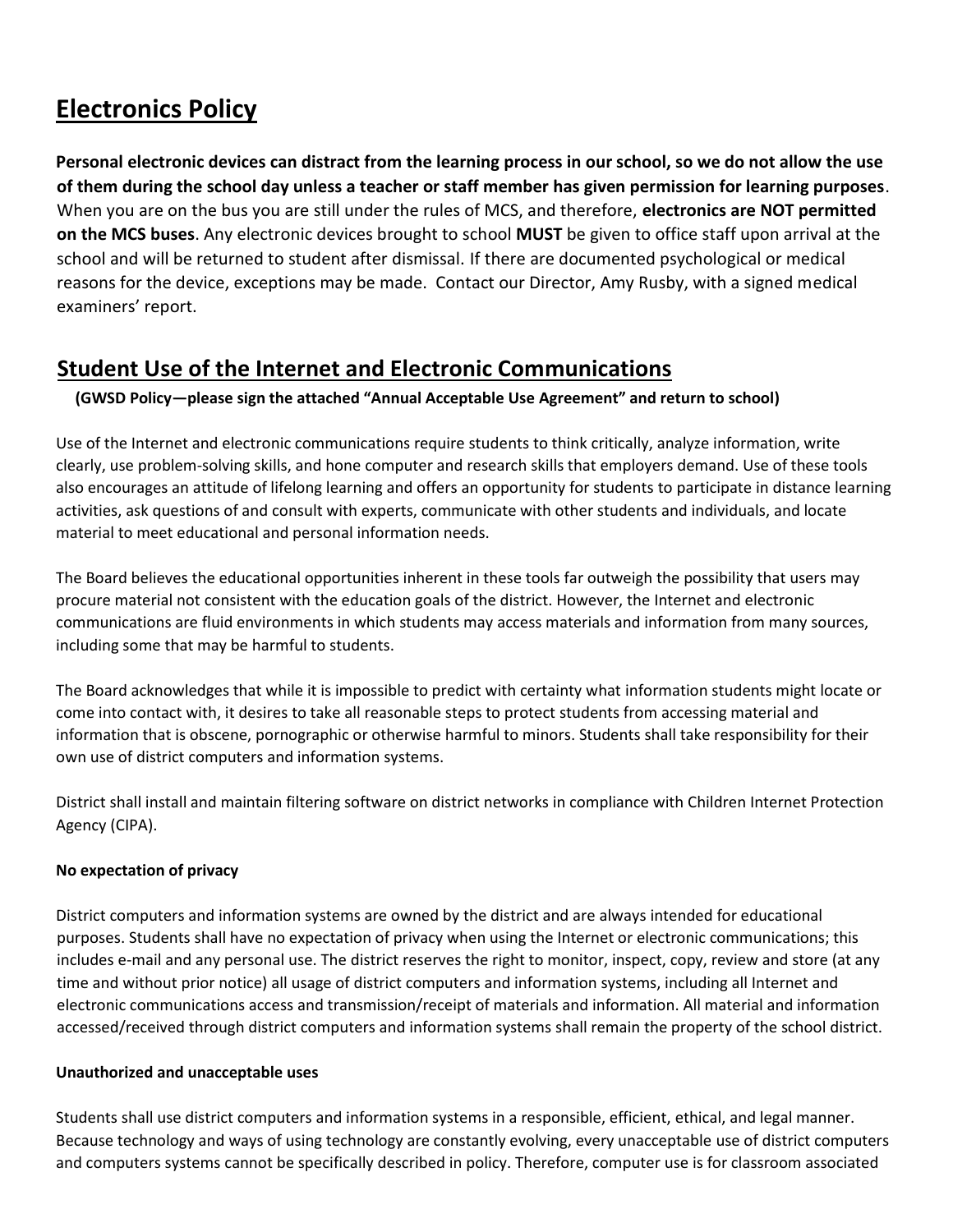## Electronics Policy

**Personal electronic devices can distract from the learning process in our school, so we do not allow the use of them during the school day unless a teacher or staff member has given permission for learning purposes**. When you are on the bus you are still under the rules of MCS, and therefore, **electronics are NOT permitted on the MCS buses**. Any electronic devices brought to school **MUST** be given to office staff upon arrival at the school and will be returned to student after dismissal. If there are documented psychological or medical reasons for the device, exceptions may be made. Contact our Director, Amy Rusby, with a signed medical examiners' report.

## Student Use of the Internet and Electronic Communications

**(GWSD Policy—please sign the attached "Annual Acceptable Use Agreement" and return to school)**

Use of the Internet and electronic communications require students to think critically, analyze information, write clearly, use problem-solving skills, and hone computer and research skills that employers demand. Use of these tools also encourages an attitude of lifelong learning and offers an opportunity for students to participate in distance learning activities, ask questions of and consult with experts, communicate with other students and individuals, and locate material to meet educational and personal information needs.

The Board believes the educational opportunities inherent in these tools far outweigh the possibility that users may procure material not consistent with the education goals of the district. However, the Internet and electronic communications are fluid environments in which students may access materials and information from many sources, including some that may be harmful to students.

The Board acknowledges that while it is impossible to predict with certainty what information students might locate or come into contact with, it desires to take all reasonable steps to protect students from accessing material and information that is obscene, pornographic or otherwise harmful to minors. Students shall take responsibility for their own use of district computers and information systems.

District shall install and maintain filtering software on district networks in compliance with Children Internet Protection Agency (CIPA).

**No expectation of privacy**

District computers and information systems are owned by the district and are always intended for educational purposes. Students shall have no expectation of privacy when using the Internet or electronic communications; this includes e-mail and any personal use. The district reserves the right to monitor, inspect, copy, review and store (at any time and without prior notice) all usage of district computers and information systems, including all Internet and electronic communications access and transmission/receipt of materials and information. All material and information accessed/received through district computers and information systems shall remain the property of the school district.

**Unauthorized and unacceptable uses**

Students shall use district computers and information systems in a responsible, efficient, ethical, and legal manner. Because technology and ways of using technology are constantly evolving, every unacceptable use of district computers and computers systems cannot be specifically described in policy. Therefore, computer use is for classroom associated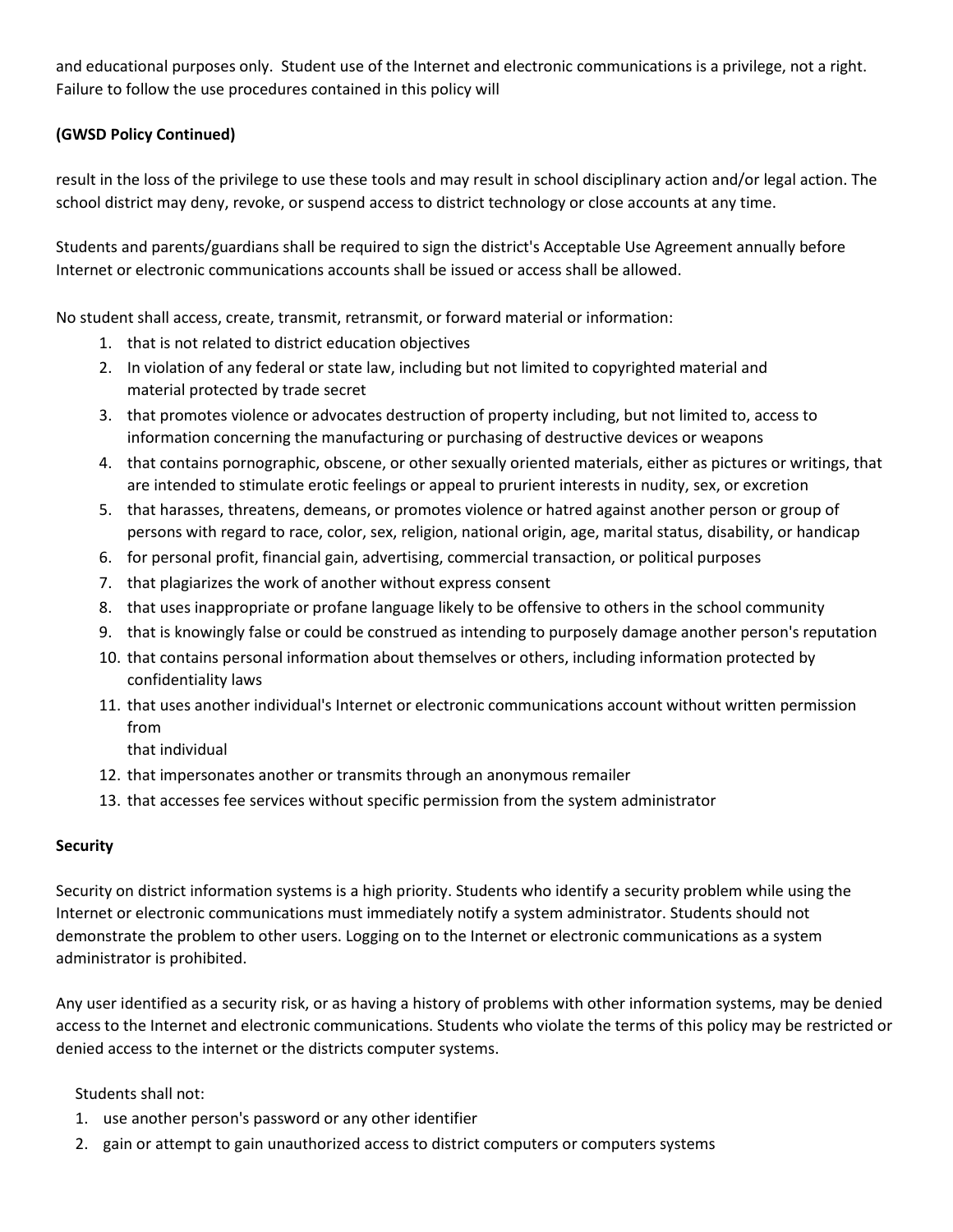and educational purposes only. Student use of the Internet and electronic communications is a privilege, not a right. Failure to follow the use procedures contained in this policy will

**(GWSD Policy Continued)**

result in the loss of the privilege to use these tools and may result in school disciplinary action and/or legal action. The school district may deny, revoke, or suspend access to district technology or close accounts at any time.

Students and parents/guardians shall be required to sign the district's Acceptable Use Agreement annually before Internet or electronic communications accounts shall be issued or access shall be allowed.

No student shall access, create, transmit, retransmit, or forward material or information:

1. that is not related to district education objectives
2. In violation of any federal or state law, including but not limited to copyrighted material and material protected by trade secret
3. that promotes violence or advocates destruction of property including, but not limited to, access to information concerning the manufacturing or purchasing of destructive devices or weapons
4. that contains pornographic, obscene, or other sexually oriented materials, either as pictures or writings, that are intended to stimulate erotic feelings or appeal to prurient interests in nudity, sex, or excretion
5. that harasses, threatens, demeans, or promotes violence or hatred against another person or group of persons with regard to race, color, sex, religion, national origin, age, marital status, disability, or handicap
6. for personal profit, financial gain, advertising, commercial transaction, or political purposes
7. that plagiarizes the work of another without express consent
8. that uses inappropriate or profane language likely to be offensive to others in the school community
9. that is knowingly false or could be construed as intending to purposely damage another person's reputation
10. that contains personal information about themselves or others, including information protected by confidentiality laws
11. that uses another individual's Internet or electronic communications account without written permission from
    that individual
12. that impersonates another or transmits through an anonymous remailer
13. that accesses fee services without specific permission from the system administrator

**Security**

Security on district information systems is a high priority. Students who identify a security problem while using the Internet or electronic communications must immediately notify a system administrator. Students should not demonstrate the problem to other users. Logging on to the Internet or electronic communications as a system administrator is prohibited.

Any user identified as a security risk, or as having a history of problems with other information systems, may be denied access to the Internet and electronic communications. Students who violate the terms of this policy may be restricted or denied access to the internet or the districts computer systems.

Students shall not:

1. use another person's password or any other identifier
2. gain or attempt to gain unauthorized access to district computers or computers systems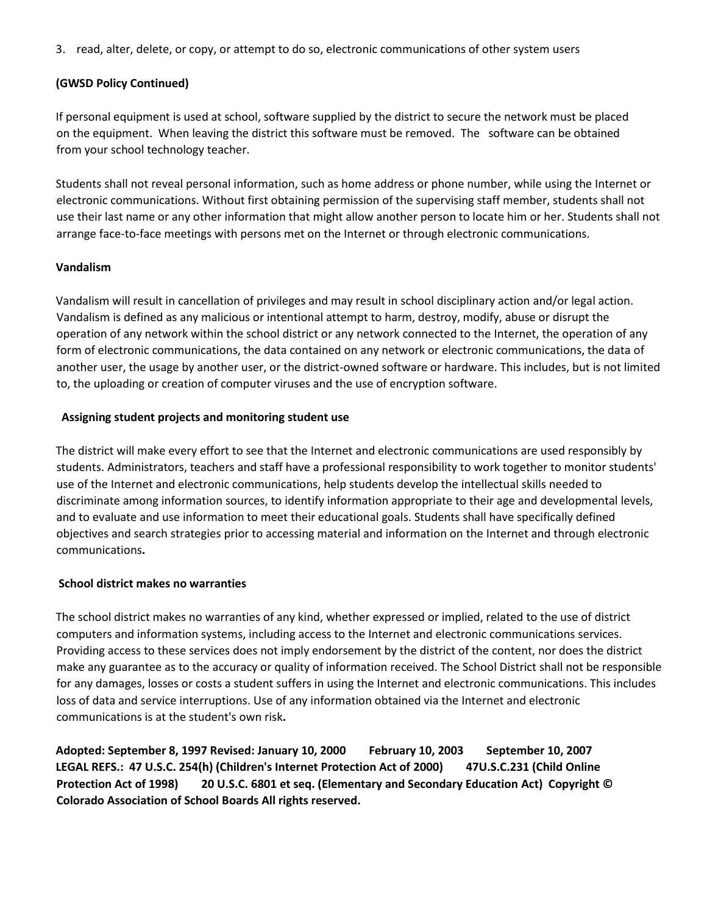3. read, alter, delete, or copy, or attempt to do so, electronic communications of other system users

**(GWSD Policy Continued)**

If personal equipment is used at school, software supplied by the district to secure the network must be placed on the equipment. When leaving the district this software must be removed. The software can be obtained from your school technology teacher.

Students shall not reveal personal information, such as home address or phone number, while using the Internet or electronic communications. Without first obtaining permission of the supervising staff member, students shall not use their last name or any other information that might allow another person to locate him or her. Students shall not arrange face-to-face meetings with persons met on the Internet or through electronic communications.

**Vandalism**

Vandalism will result in cancellation of privileges and may result in school disciplinary action and/or legal action. Vandalism is defined as any malicious or intentional attempt to harm, destroy, modify, abuse or disrupt the operation of any network within the school district or any network connected to the Internet, the operation of any form of electronic communications, the data contained on any network or electronic communications, the data of another user, the usage by another user, or the district-owned software or hardware. This includes, but is not limited to, the uploading or creation of computer viruses and the use of encryption software.

**Assigning student projects and monitoring student use**

The district will make every effort to see that the Internet and electronic communications are used responsibly by students. Administrators, teachers and staff have a professional responsibility to work together to monitor students' use of the Internet and electronic communications, help students develop the intellectual skills needed to discriminate among information sources, to identify information appropriate to their age and developmental levels, and to evaluate and use information to meet their educational goals. Students shall have specifically defined objectives and search strategies prior to accessing material and information on the Internet and through electronic communications**.**

**School district makes no warranties**

The school district makes no warranties of any kind, whether expressed or implied, related to the use of district computers and information systems, including access to the Internet and electronic communications services. Providing access to these services does not imply endorsement by the district of the content, nor does the district make any guarantee as to the accuracy or quality of information received. The School District shall not be responsible for any damages, losses or costs a student suffers in using the Internet and electronic communications. This includes loss of data and service interruptions. Use of any information obtained via the Internet and electronic communications is at the student's own risk**.**

**Adopted: September 8, 1997 Revised: January 10, 2000 February 10, 2003 September 10, 2007**
**LEGAL REFS.: 47 U.S.C. 254(h) (Children's Internet Protection Act of 2000) 47U.S.C.231 (Child Online Protection Act of 1998) 20 U.S.C. 6801 et seq. (Elementary and Secondary Education Act) Copyright © Colorado Association of School Boards All rights reserved.**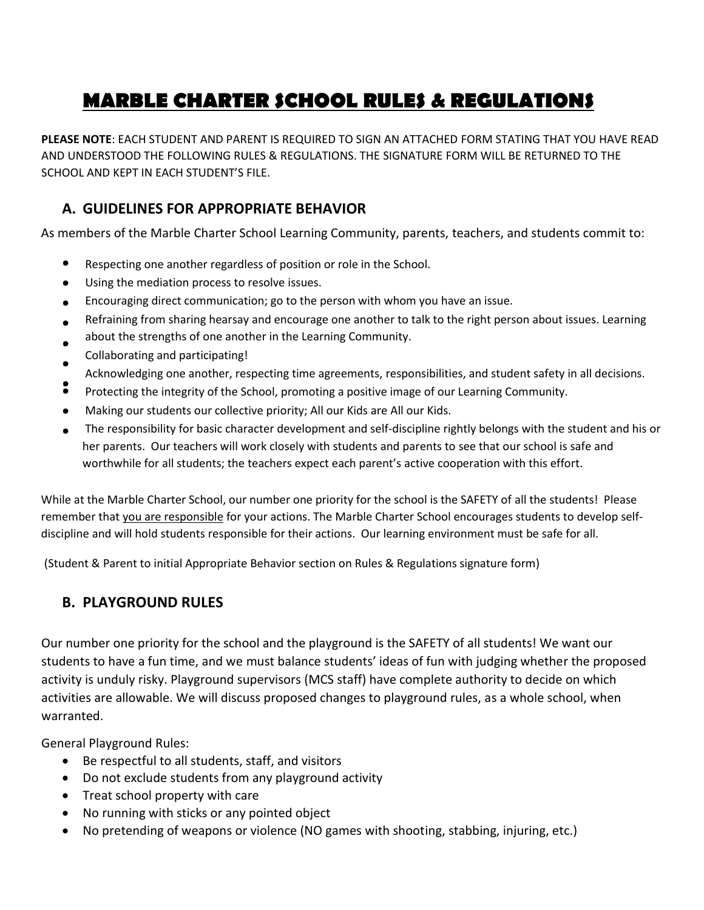# MARBLE CHARTER SCHOOL RULES & REGULATIONS

**PLEASE NOTE**: EACH STUDENT AND PARENT IS REQUIRED TO SIGN AN ATTACHED FORM STATING THAT YOU HAVE READ AND UNDERSTOOD THE FOLLOWING RULES & REGULATIONS. THE SIGNATURE FORM WILL BE RETURNED TO THE SCHOOL AND KEPT IN EACH STUDENT'S FILE.

## A. GUIDELINES FOR APPROPRIATE BEHAVIOR

As members of the Marble Charter School Learning Community, parents, teachers, and students commit to:

- Respecting one another regardless of position or role in the School.
- Using the mediation process to resolve issues.
- Encouraging direct communication; go to the person with whom you have an issue.
- Refraining from sharing hearsay and encourage one another to talk to the right person about issues.
- Learning about the strengths of one another in the Learning Community.
- Collaborating and participating!
- Acknowledging one another, respecting time agreements, responsibilities, and student safety in all decisions.
- Protecting the integrity of the School, promoting a positive image of our Learning Community.
- Making our students our collective priority; All our Kids are All our Kids.
- The responsibility for basic character development and self-discipline rightly belongs with the student and his or her parents. Our teachers will work closely with students and parents to see that our school is safe and worthwhile for all students; the teachers expect each parent's active cooperation with this effort.

While at the Marble Charter School, our number one priority for the school is the SAFETY of all the students! Please remember that <u>you are responsible</u> for your actions. The Marble Charter School encourages students to develop self-discipline and will hold students responsible for their actions. Our learning environment must be safe for all.

(Student & Parent to initial Appropriate Behavior section on Rules & Regulations signature form)

## B. PLAYGROUND RULES

Our number one priority for the school and the playground is the SAFETY of all students! We want our students to have a fun time, and we must balance students' ideas of fun with judging whether the proposed activity is unduly risky. Playground supervisors (MCS staff) have complete authority to decide on which activities are allowable. We will discuss proposed changes to playground rules, as a whole school, when warranted.

General Playground Rules:

- Be respectful to all students, staff, and visitors
- Do not exclude students from any playground activity
- Treat school property with care
- No running with sticks or any pointed object
- No pretending of weapons or violence (NO games with shooting, stabbing, injuring, etc.)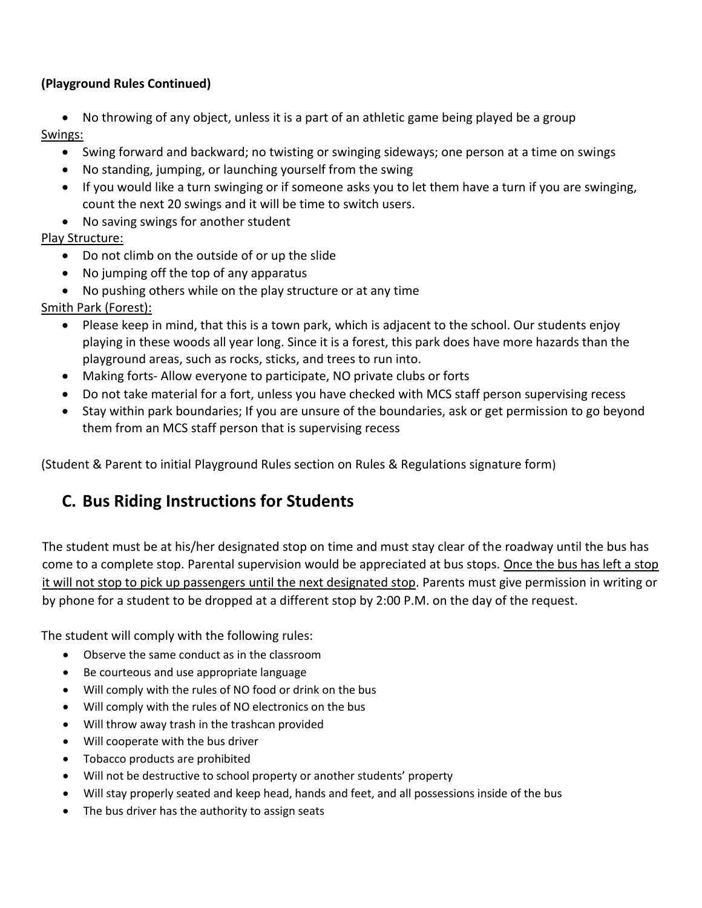**(Playground Rules Continued)**

- No throwing of any object, unless it is a part of an athletic game being played be a group

Swings:

- Swing forward and backward; no twisting or swinging sideways; one person at a time on swings
- No standing, jumping, or launching yourself from the swing
- If you would like a turn swinging or if someone asks you to let them have a turn if you are swinging, count the next 20 swings and it will be time to switch users.
- No saving swings for another student

Play Structure:

- Do not climb on the outside of or up the slide
- No jumping off the top of any apparatus
- No pushing others while on the play structure or at any time

Smith Park (Forest):

- Please keep in mind, that this is a town park, which is adjacent to the school. Our students enjoy playing in these woods all year long. Since it is a forest, this park does have more hazards than the playground areas, such as rocks, sticks, and trees to run into.
- Making forts- Allow everyone to participate, NO private clubs or forts
- Do not take material for a fort, unless you have checked with MCS staff person supervising recess
- Stay within park boundaries; If you are unsure of the boundaries, ask or get permission to go beyond them from an MCS staff person that is supervising recess

(Student & Parent to initial Playground Rules section on Rules & Regulations signature form)

## C. Bus Riding Instructions for Students

The student must be at his/her designated stop on time and must stay clear of the roadway until the bus has come to a complete stop. Parental supervision would be appreciated at bus stops. Once the bus has left a stop it will not stop to pick up passengers until the next designated stop. Parents must give permission in writing or by phone for a student to be dropped at a different stop by 2:00 P.M. on the day of the request.

The student will comply with the following rules:

- Observe the same conduct as in the classroom
- Be courteous and use appropriate language
- Will comply with the rules of NO food or drink on the bus
- Will comply with the rules of NO electronics on the bus
- Will throw away trash in the trashcan provided
- Will cooperate with the bus driver
- Tobacco products are prohibited
- Will not be destructive to school property or another students' property
- Will stay properly seated and keep head, hands and feet, and all possessions inside of the bus
- The bus driver has the authority to assign seats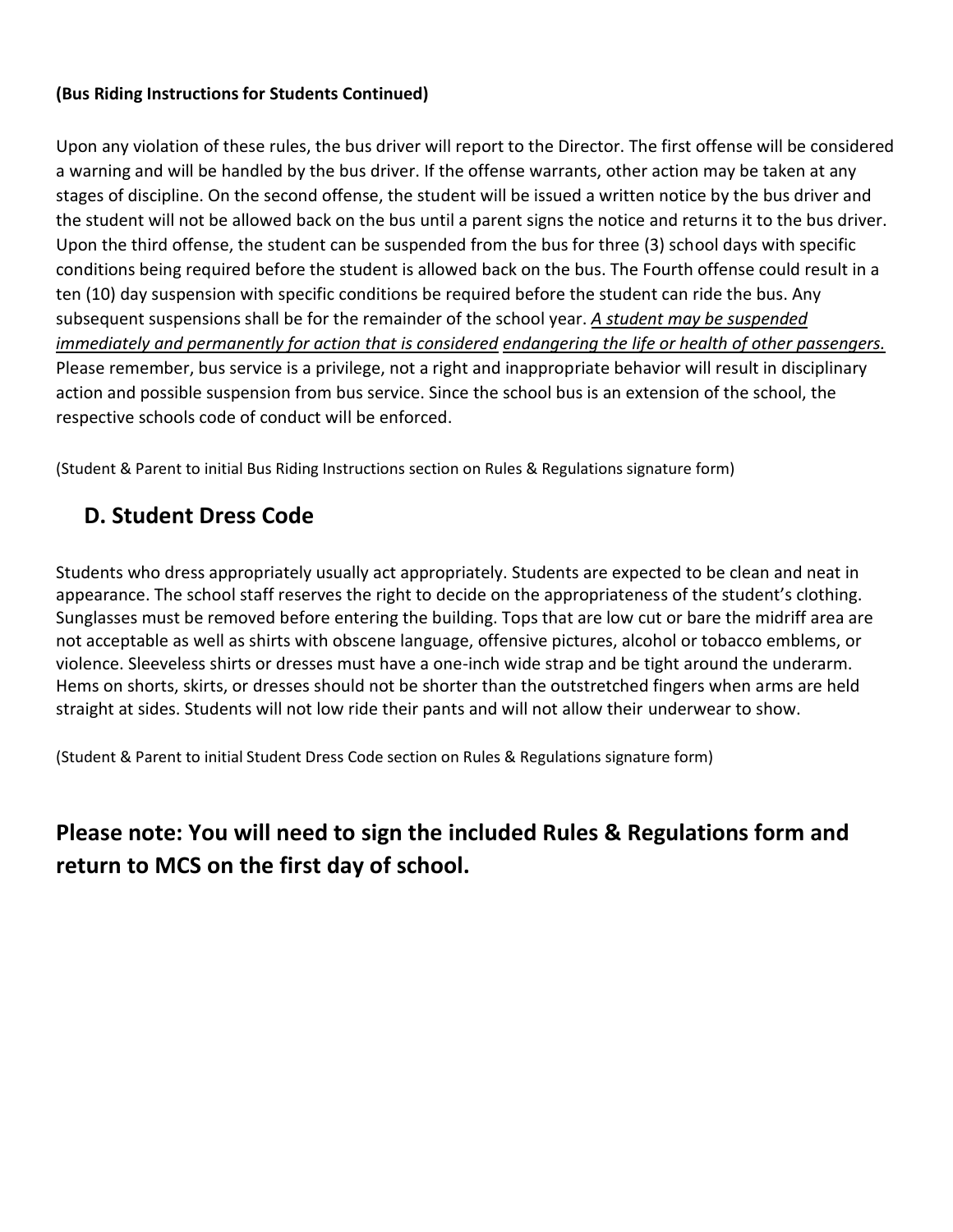**(Bus Riding Instructions for Students Continued)**

Upon any violation of these rules, the bus driver will report to the Director. The first offense will be considered a warning and will be handled by the bus driver. If the offense warrants, other action may be taken at any stages of discipline. On the second offense, the student will be issued a written notice by the bus driver and the student will not be allowed back on the bus until a parent signs the notice and returns it to the bus driver. Upon the third offense, the student can be suspended from the bus for three (3) school days with specific conditions being required before the student is allowed back on the bus. The Fourth offense could result in a ten (10) day suspension with specific conditions be required before the student can ride the bus. Any subsequent suspensions shall be for the remainder of the school year. *A student may be suspended immediately and permanently for action that is considered endangering the life or health of other passengers.* Please remember, bus service is a privilege, not a right and inappropriate behavior will result in disciplinary action and possible suspension from bus service. Since the school bus is an extension of the school, the respective schools code of conduct will be enforced.

(Student & Parent to initial Bus Riding Instructions section on Rules & Regulations signature form)

## D. Student Dress Code

Students who dress appropriately usually act appropriately. Students are expected to be clean and neat in appearance. The school staff reserves the right to decide on the appropriateness of the student's clothing. Sunglasses must be removed before entering the building. Tops that are low cut or bare the midriff area are not acceptable as well as shirts with obscene language, offensive pictures, alcohol or tobacco emblems, or violence. Sleeveless shirts or dresses must have a one-inch wide strap and be tight around the underarm. Hems on shorts, skirts, or dresses should not be shorter than the outstretched fingers when arms are held straight at sides. Students will not low ride their pants and will not allow their underwear to show.

(Student & Parent to initial Student Dress Code section on Rules & Regulations signature form)

## Please note: You will need to sign the included Rules & Regulations form and return to MCS on the first day of school.